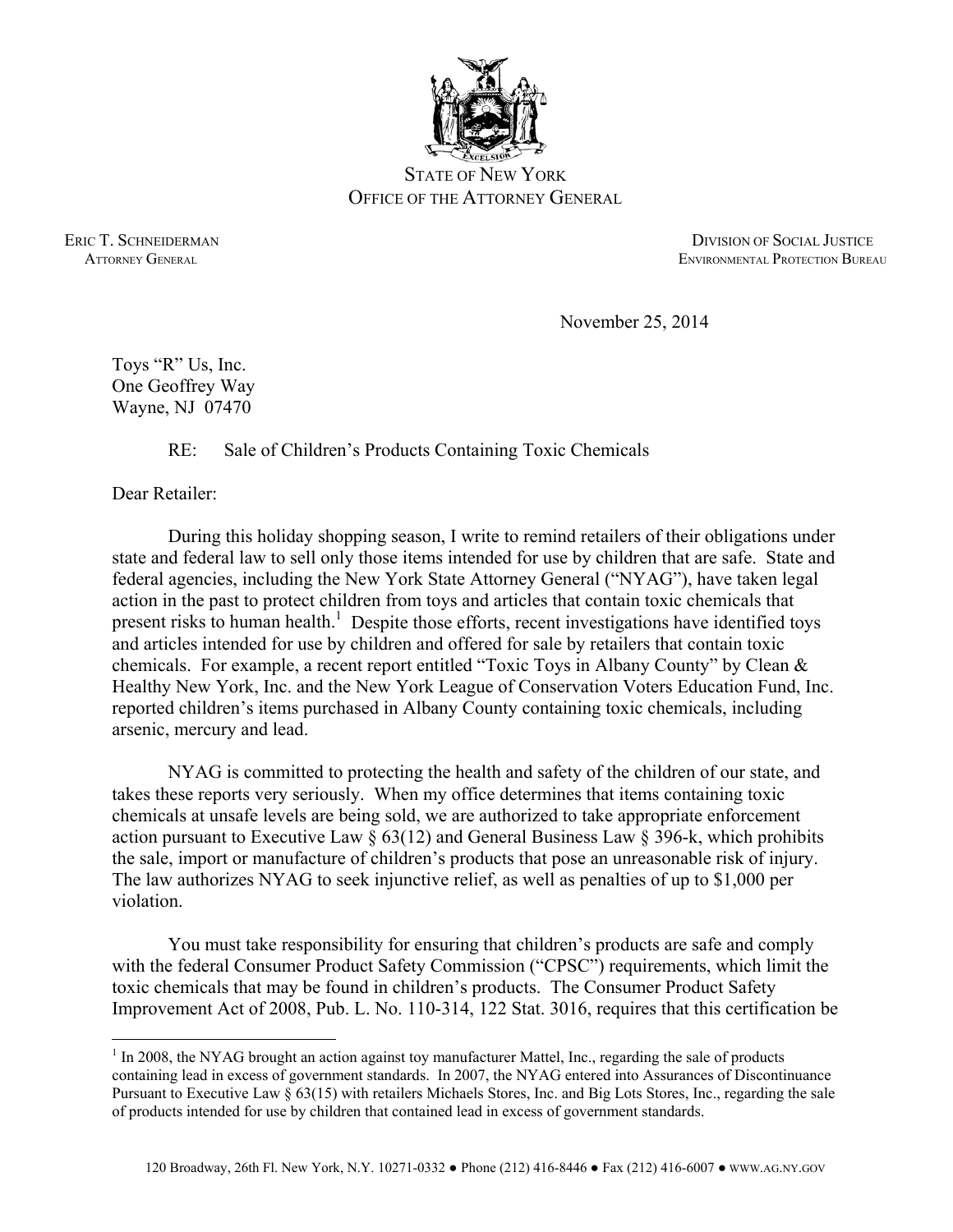STATE OF NEW YORK
OFFICE OF THE ATTORNEY GENERAL

ERIC T. SCHNEIDERMAN
ATTORNEY GENERAL

DIVISION OF SOCIAL JUSTICE
ENVIRONMENTAL PROTECTION BUREAU

November 25, 2014

Toys "R" Us, Inc.
One Geoffrey Way
Wayne, NJ 07470

RE: Sale of Children's Products Containing Toxic Chemicals

Dear Retailer:

During this holiday shopping season, I write to remind retailers of their obligations under state and federal law to sell only those items intended for use by children that are safe. State and federal agencies, including the New York State Attorney General ("NYAG"), have taken legal action in the past to protect children from toys and articles that contain toxic chemicals that present risks to human health.[1] Despite those efforts, recent investigations have identified toys and articles intended for use by children and offered for sale by retailers that contain toxic chemicals. For example, a recent report entitled "Toxic Toys in Albany County" by Clean & Healthy New York, Inc. and the New York League of Conservation Voters Education Fund, Inc. reported children's items purchased in Albany County containing toxic chemicals, including arsenic, mercury and lead.

NYAG is committed to protecting the health and safety of the children of our state, and takes these reports very seriously. When my office determines that items containing toxic chemicals at unsafe levels are being sold, we are authorized to take appropriate enforcement action pursuant to Executive Law § 63(12) and General Business Law § 396-k, which prohibits the sale, import or manufacture of children's products that pose an unreasonable risk of injury. The law authorizes NYAG to seek injunctive relief, as well as penalties of up to $1,000 per violation.

You must take responsibility for ensuring that children's products are safe and comply with the federal Consumer Product Safety Commission ("CPSC") requirements, which limit the toxic chemicals that may be found in children's products. The Consumer Product Safety Improvement Act of 2008, Pub. L. No. 110-314, 122 Stat. 3016, requires that this certification be

---

[1] In 2008, the NYAG brought an action against toy manufacturer Mattel, Inc., regarding the sale of products containing lead in excess of government standards. In 2007, the NYAG entered into Assurances of Discontinuance Pursuant to Executive Law § 63(15) with retailers Michaels Stores, Inc. and Big Lots Stores, Inc., regarding the sale of products intended for use by children that contained lead in excess of government standards.

120 Broadway, 26th Fl. New York, N.Y. 10271-0332 ● Phone (212) 416-8446 ● Fax (212) 416-6007 ● WWW.AG.NY.GOV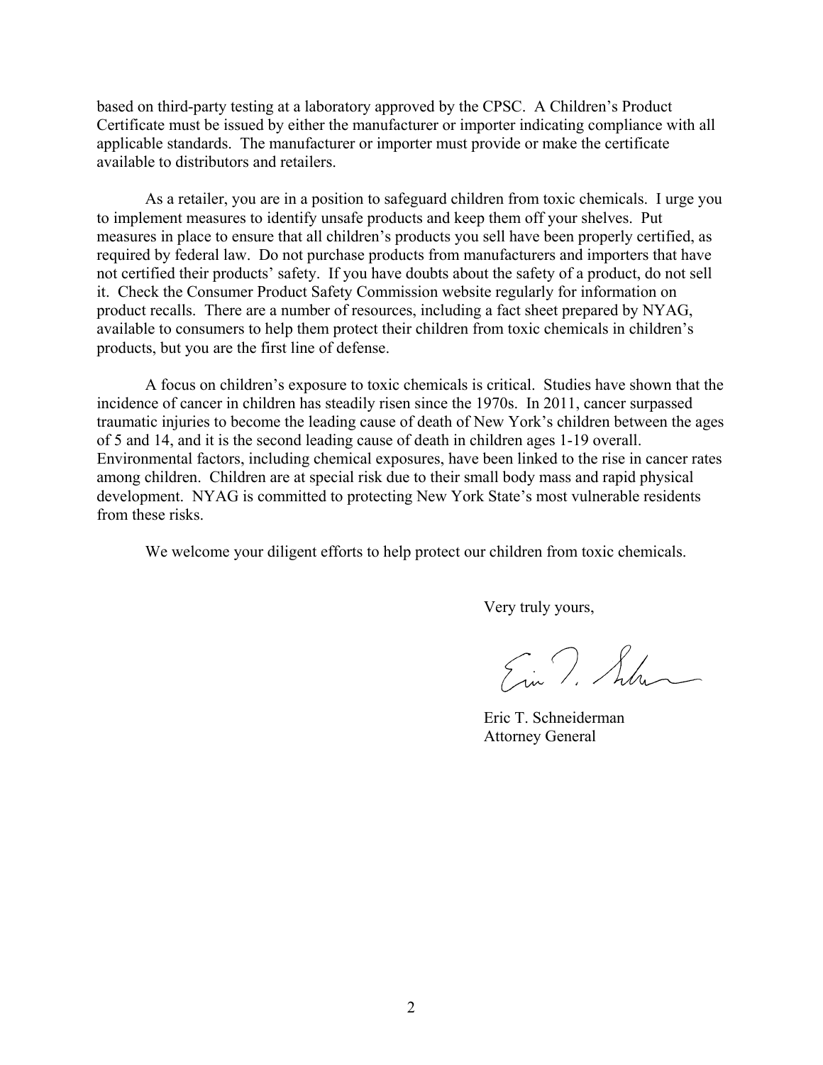based on third-party testing at a laboratory approved by the CPSC. A Children's Product Certificate must be issued by either the manufacturer or importer indicating compliance with all applicable standards. The manufacturer or importer must provide or make the certificate available to distributors and retailers.

As a retailer, you are in a position to safeguard children from toxic chemicals. I urge you to implement measures to identify unsafe products and keep them off your shelves. Put measures in place to ensure that all children's products you sell have been properly certified, as required by federal law. Do not purchase products from manufacturers and importers that have not certified their products' safety. If you have doubts about the safety of a product, do not sell it. Check the Consumer Product Safety Commission website regularly for information on product recalls. There are a number of resources, including a fact sheet prepared by NYAG, available to consumers to help them protect their children from toxic chemicals in children's products, but you are the first line of defense.

A focus on children's exposure to toxic chemicals is critical. Studies have shown that the incidence of cancer in children has steadily risen since the 1970s. In 2011, cancer surpassed traumatic injuries to become the leading cause of death of New York's children between the ages of 5 and 14, and it is the second leading cause of death in children ages 1-19 overall. Environmental factors, including chemical exposures, have been linked to the rise in cancer rates among children. Children are at special risk due to their small body mass and rapid physical development. NYAG is committed to protecting New York State's most vulnerable residents from these risks.

We welcome your diligent efforts to help protect our children from toxic chemicals.

Very truly yours,

Eric T. Schneiderman
Attorney General